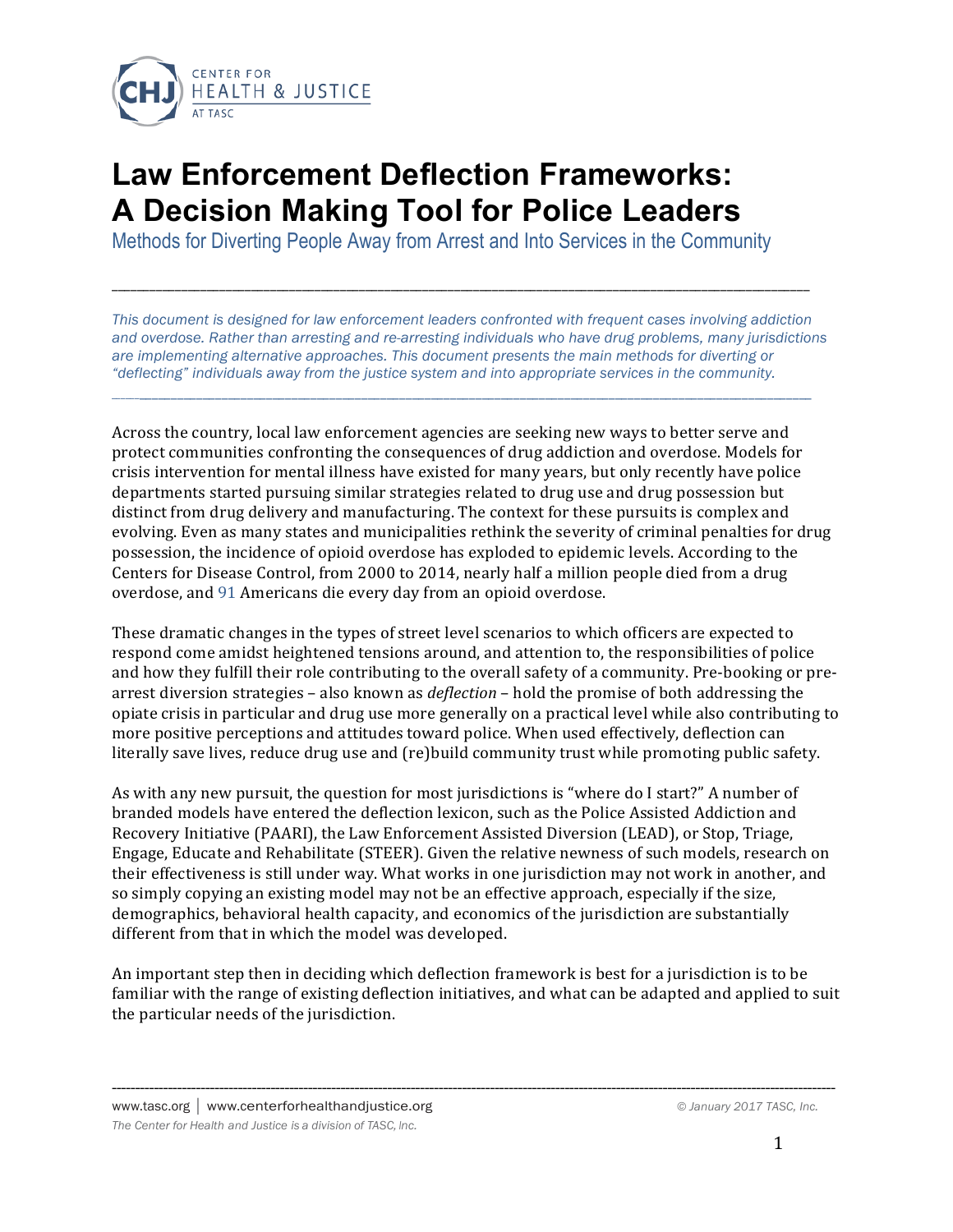CENTER FOR HEALTH & JUSTICE AT TASC

# Law Enforcement Deflection Frameworks: A Decision Making Tool for Police Leaders

## Methods for Diverting People Away from Arrest and Into Services in the Community

---

*This document is designed for law enforcement leaders confronted with frequent cases involving addiction and overdose. Rather than arresting and re-arresting individuals who have drug problems, many jurisdictions are implementing alternative approaches. This document presents the main methods for diverting or "deflecting" individuals away from the justice system and into appropriate services in the community.*

---

Across the country, local law enforcement agencies are seeking new ways to better serve and protect communities confronting the consequences of drug addiction and overdose. Models for crisis intervention for mental illness have existed for many years, but only recently have police departments started pursuing similar strategies related to drug use and drug possession but distinct from drug delivery and manufacturing. The context for these pursuits is complex and evolving. Even as many states and municipalities rethink the severity of criminal penalties for drug possession, the incidence of opioid overdose has exploded to epidemic levels. According to the Centers for Disease Control, from 2000 to 2014, nearly half a million people died from a drug overdose, and 91 Americans die every day from an opioid overdose.

These dramatic changes in the types of street level scenarios to which officers are expected to respond come amidst heightened tensions around, and attention to, the responsibilities of police and how they fulfill their role contributing to the overall safety of a community. Pre-booking or pre-arrest diversion strategies – also known as *deflection* – hold the promise of both addressing the opiate crisis in particular and drug use more generally on a practical level while also contributing to more positive perceptions and attitudes toward police. When used effectively, deflection can literally save lives, reduce drug use and (re)build community trust while promoting public safety.

As with any new pursuit, the question for most jurisdictions is "where do I start?" A number of branded models have entered the deflection lexicon, such as the Police Assisted Addiction and Recovery Initiative (PAARI), the Law Enforcement Assisted Diversion (LEAD), or Stop, Triage, Engage, Educate and Rehabilitate (STEER). Given the relative newness of such models, research on their effectiveness is still under way. What works in one jurisdiction may not work in another, and so simply copying an existing model may not be an effective approach, especially if the size, demographics, behavioral health capacity, and economics of the jurisdiction are substantially different from that in which the model was developed.

An important step then in deciding which deflection framework is best for a jurisdiction is to be familiar with the range of existing deflection initiatives, and what can be adapted and applied to suit the particular needs of the jurisdiction.

www.tasc.org | www.centerforhealthandjustice.org

© January 2017 TASC, Inc.

*The Center for Health and Justice is a division of TASC, Inc.*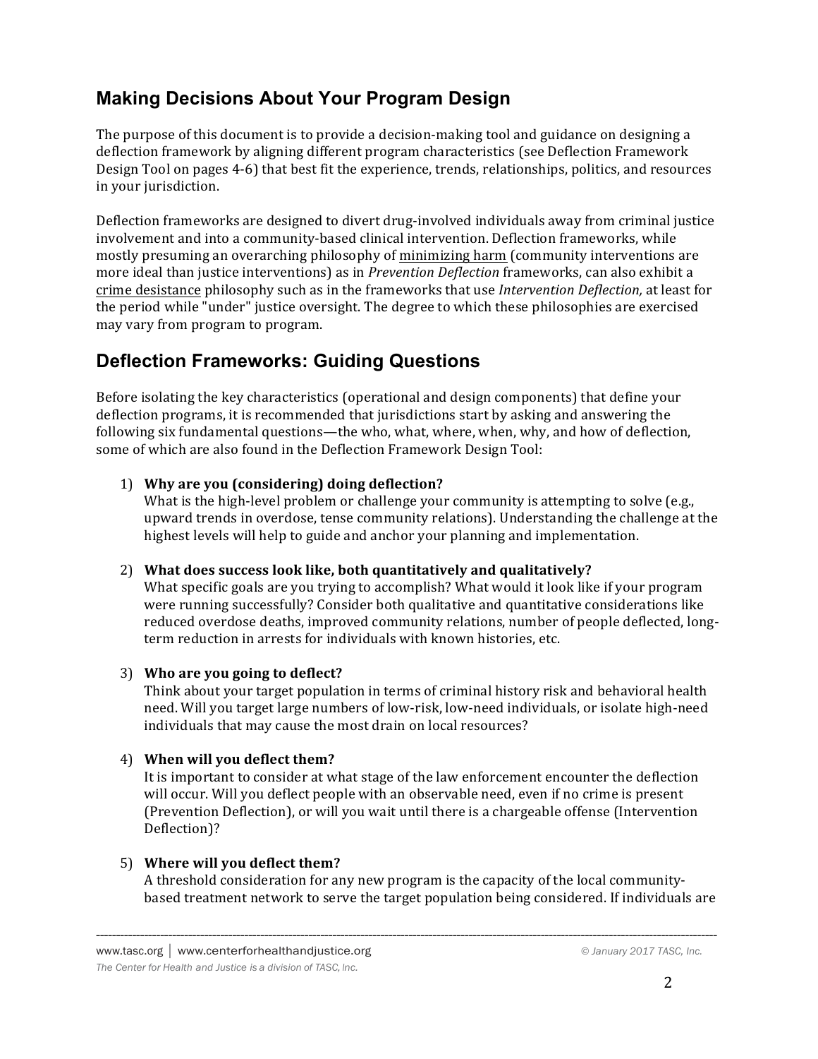## Making Decisions About Your Program Design

The purpose of this document is to provide a decision-making tool and guidance on designing a deflection framework by aligning different program characteristics (see Deflection Framework Design Tool on pages 4-6) that best fit the experience, trends, relationships, politics, and resources in your jurisdiction.

Deflection frameworks are designed to divert drug-involved individuals away from criminal justice involvement and into a community-based clinical intervention. Deflection frameworks, while mostly presuming an overarching philosophy of minimizing harm (community interventions are more ideal than justice interventions) as in *Prevention Deflection* frameworks, can also exhibit a crime desistance philosophy such as in the frameworks that use *Intervention Deflection,* at least for the period while "under" justice oversight. The degree to which these philosophies are exercised may vary from program to program.

## Deflection Frameworks: Guiding Questions

Before isolating the key characteristics (operational and design components) that define your deflection programs, it is recommended that jurisdictions start by asking and answering the following six fundamental questions—the who, what, where, when, why, and how of deflection, some of which are also found in the Deflection Framework Design Tool:

1) **Why are you (considering) doing deflection?**
   What is the high-level problem or challenge your community is attempting to solve (e.g., upward trends in overdose, tense community relations). Understanding the challenge at the highest levels will help to guide and anchor your planning and implementation.

2) **What does success look like, both quantitatively and qualitatively?**
   What specific goals are you trying to accomplish? What would it look like if your program were running successfully? Consider both qualitative and quantitative considerations like reduced overdose deaths, improved community relations, number of people deflected, long-term reduction in arrests for individuals with known histories, etc.

3) **Who are you going to deflect?**
   Think about your target population in terms of criminal history risk and behavioral health need. Will you target large numbers of low-risk, low-need individuals, or isolate high-need individuals that may cause the most drain on local resources?

4) **When will you deflect them?**
   It is important to consider at what stage of the law enforcement encounter the deflection will occur. Will you deflect people with an observable need, even if no crime is present (Prevention Deflection), or will you wait until there is a chargeable offense (Intervention Deflection)?

5) **Where will you deflect them?**
   A threshold consideration for any new program is the capacity of the local community-based treatment network to serve the target population being considered. If individuals are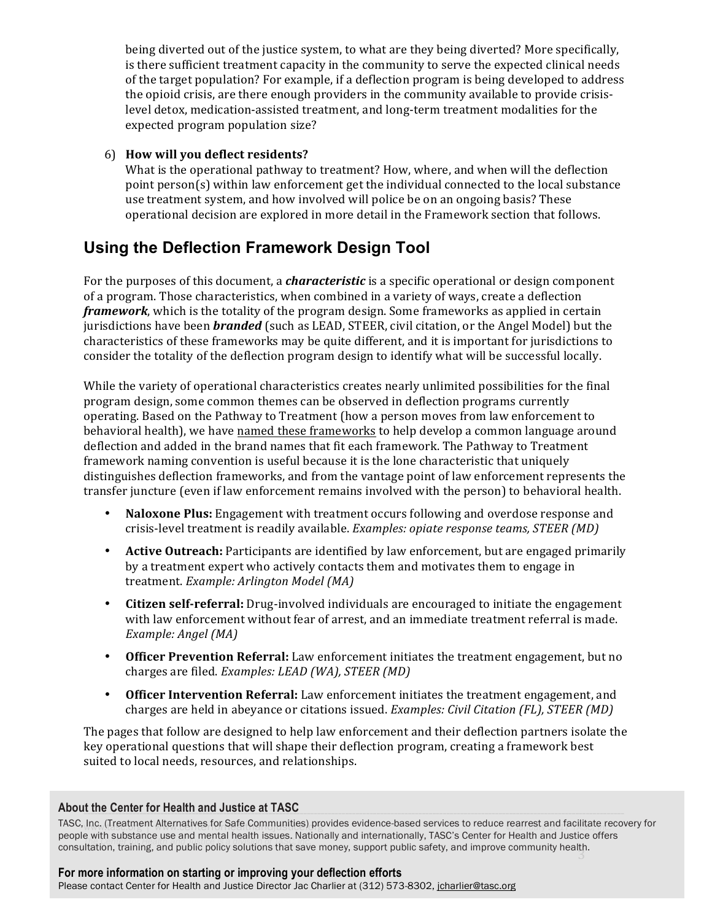being diverted out of the justice system, to what are they being diverted? More specifically, is there sufficient treatment capacity in the community to serve the expected clinical needs of the target population? For example, if a deflection program is being developed to address the opioid crisis, are there enough providers in the community available to provide crisis-level detox, medication-assisted treatment, and long-term treatment modalities for the expected program population size?

6) **How will you deflect residents?**
   What is the operational pathway to treatment? How, where, and when will the deflection point person(s) within law enforcement get the individual connected to the local substance use treatment system, and how involved will police be on an ongoing basis? These operational decision are explored in more detail in the Framework section that follows.

## Using the Deflection Framework Design Tool

For the purposes of this document, a ***characteristic*** is a specific operational or design component of a program. Those characteristics, when combined in a variety of ways, create a deflection ***framework***, which is the totality of the program design. Some frameworks as applied in certain jurisdictions have been ***branded*** (such as LEAD, STEER, civil citation, or the Angel Model) but the characteristics of these frameworks may be quite different, and it is important for jurisdictions to consider the totality of the deflection program design to identify what will be successful locally.

While the variety of operational characteristics creates nearly unlimited possibilities for the final program design, some common themes can be observed in deflection programs currently operating. Based on the Pathway to Treatment (how a person moves from law enforcement to behavioral health), we have named these frameworks to help develop a common language around deflection and added in the brand names that fit each framework. The Pathway to Treatment framework naming convention is useful because it is the lone characteristic that uniquely distinguishes deflection frameworks, and from the vantage point of law enforcement represents the transfer juncture (even if law enforcement remains involved with the person) to behavioral health.

- **Naloxone Plus:** Engagement with treatment occurs following and overdose response and crisis-level treatment is readily available. *Examples: opiate response teams, STEER (MD)*
- **Active Outreach:** Participants are identified by law enforcement, but are engaged primarily by a treatment expert who actively contacts them and motivates them to engage in treatment. *Example: Arlington Model (MA)*
- **Citizen self-referral:** Drug-involved individuals are encouraged to initiate the engagement with law enforcement without fear of arrest, and an immediate treatment referral is made. *Example: Angel (MA)*
- **Officer Prevention Referral:** Law enforcement initiates the treatment engagement, but no charges are filed. *Examples: LEAD (WA), STEER (MD)*
- **Officer Intervention Referral:** Law enforcement initiates the treatment engagement, and charges are held in abeyance or citations issued. *Examples: Civil Citation (FL), STEER (MD)*

The pages that follow are designed to help law enforcement and their deflection partners isolate the key operational questions that will shape their deflection program, creating a framework best suited to local needs, resources, and relationships.

**About the Center for Health and Justice at TASC**

TASC, Inc. (Treatment Alternatives for Safe Communities) provides evidence-based services to reduce rearrest and facilitate recovery for people with substance use and mental health issues. Nationally and internationally, TASC's Center for Health and Justice offers consultation, training, and public policy solutions that save money, support public safety, and improve community health.

**For more information on starting or improving your deflection efforts**

Please contact Center for Health and Justice Director Jac Charlier at (312) 573-8302, jcharlier@tasc.org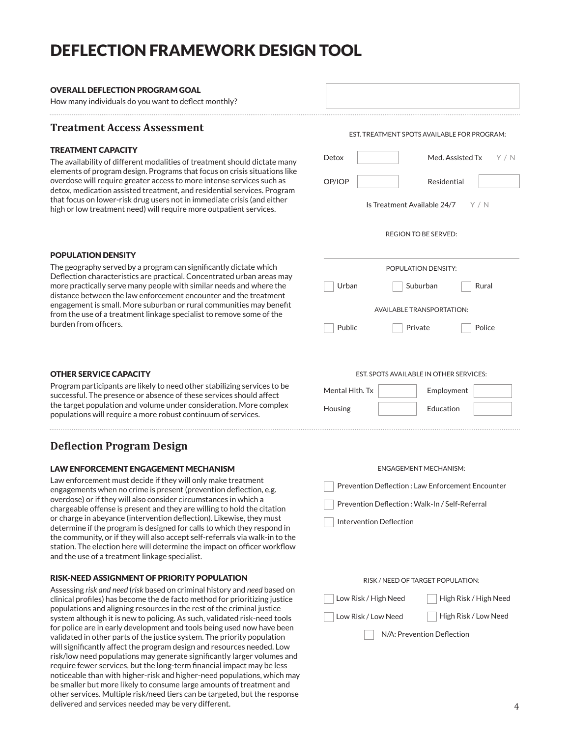# DEFLECTION FRAMEWORK DESIGN TOOL

#### OVERALL DEFLECTION PROGRAM GOAL

How many individuals do you want to deflect monthly?

---

## Treatment Access Assessment

#### TREATMENT CAPACITY

The availability of different modalities of treatment should dictate many elements of program design. Programs that focus on crisis situations like overdose will require greater access to more intense services such as detox, medication assisted treatment, and residential services. Program that focus on lower-risk drug users not in immediate crisis (and either high or low treatment need) will require more outpatient services.

EST. TREATMENT SPOTS AVAILABLE FOR PROGRAM:

- Detox
- Med. Assisted Tx Y / N
- OP/IOP
- Residential

Is Treatment Available 24/7 Y / N

REGION TO BE SERVED:

#### POPULATION DENSITY

The geography served by a program can significantly dictate which Deflection characteristics are practical. Concentrated urban areas may more practically serve many people with similar needs and where the distance between the law enforcement encounter and the treatment engagement is small. More suburban or rural communities may benefit from the use of a treatment linkage specialist to remove some of the burden from officers.

POPULATION DENSITY:

- ☐ Urban
- ☐ Suburban
- ☐ Rural

AVAILABLE TRANSPORTATION:

- ☐ Public
- ☐ Private
- ☐ Police

#### OTHER SERVICE CAPACITY

Program participants are likely to need other stabilizing services to be successful. The presence or absence of these services should affect the target population and volume under consideration. More complex populations will require a more robust continuum of services.

EST. SPOTS AVAILABLE IN OTHER SERVICES:

- Mental Hlth. Tx
- Employment
- Housing
- Education

---

## Deflection Program Design

#### LAW ENFORCEMENT ENGAGEMENT MECHANISM

Law enforcement must decide if they will only make treatment engagements when no crime is present (prevention deflection, e.g. overdose) or if they will also consider circumstances in which a chargeable offense is present and they are willing to hold the citation or charge in abeyance (intervention deflection). Likewise, they must determine if the program is designed for calls to which they respond in the community, or if they will also accept self-referrals via walk-in to the station. The election here will determine the impact on officer workflow and the use of a treatment linkage specialist.

ENGAGEMENT MECHANISM:

- ☐ Prevention Deflection : Law Enforcement Encounter
- ☐ Prevention Deflection : Walk-In / Self-Referral
- ☐ Intervention Deflection

#### RISK-NEED ASSIGNMENT OF PRIORITY POPULATION

Assessing *risk and need* (*risk* based on criminal history and *need* based on clinical profiles) has become the de facto method for prioritizing justice populations and aligning resources in the rest of the criminal justice system although it is new to policing. As such, validated risk-need tools for police are in early development and tools being used now have been validated in other parts of the justice system. The priority population will significantly affect the program design and resources needed. Low risk/low need populations may generate significantly larger volumes and require fewer services, but the long-term financial impact may be less noticeable than with higher-risk and higher-need populations, which may be smaller but more likely to consume large amounts of treatment and other services. Multiple risk/need tiers can be targeted, but the response delivered and services needed may be very different.

RISK / NEED OF TARGET POPULATION:

- ☐ Low Risk / High Need
- ☐ High Risk / High Need
- ☐ Low Risk / Low Need
- ☐ High Risk / Low Need
- ☐ N/A: Prevention Deflection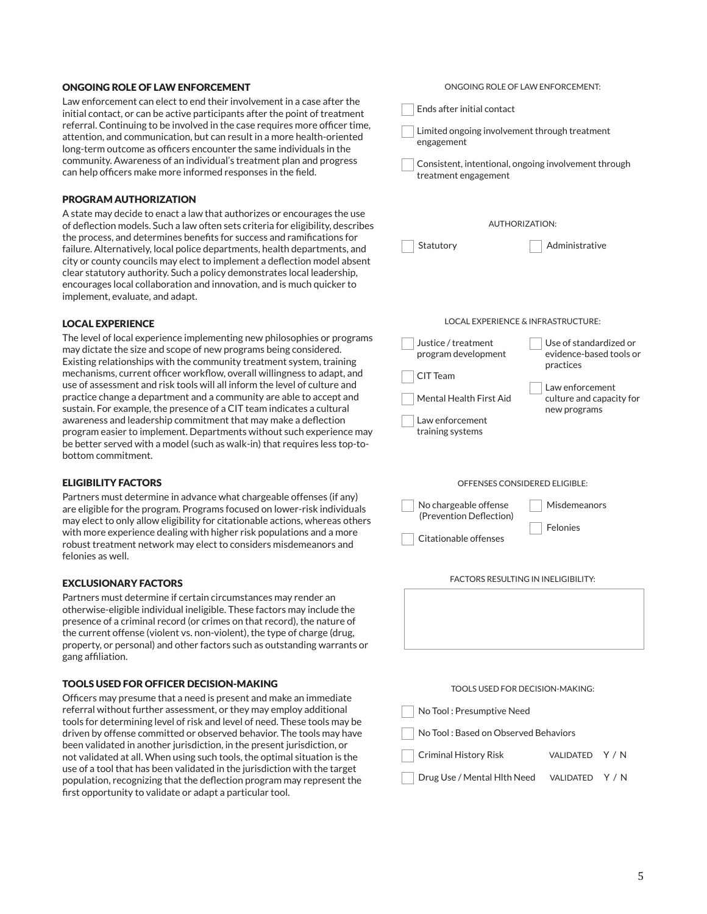### ONGOING ROLE OF LAW ENFORCEMENT

Law enforcement can elect to end their involvement in a case after the initial contact, or can be active participants after the point of treatment referral. Continuing to be involved in the case requires more officer time, attention, and communication, but can result in a more health-oriented long-term outcome as officers encounter the same individuals in the community. Awareness of an individual's treatment plan and progress can help officers make more informed responses in the field.

ONGOING ROLE OF LAW ENFORCEMENT:

- [ ] Ends after initial contact
- [ ] Limited ongoing involvement through treatment engagement
- [ ] Consistent, intentional, ongoing involvement through treatment engagement

### PROGRAM AUTHORIZATION

A state may decide to enact a law that authorizes or encourages the use of deflection models. Such a law often sets criteria for eligibility, describes the process, and determines benefits for success and ramifications for failure. Alternatively, local police departments, health departments, and city or county councils may elect to implement a deflection model absent clear statutory authority. Such a policy demonstrates local leadership, encourages local collaboration and innovation, and is much quicker to implement, evaluate, and adapt.

AUTHORIZATION:

- [ ] Statutory
- [ ] Administrative

### LOCAL EXPERIENCE

The level of local experience implementing new philosophies or programs may dictate the size and scope of new programs being considered. Existing relationships with the community treatment system, training mechanisms, current officer workflow, overall willingness to adapt, and use of assessment and risk tools will all inform the level of culture and practice change a department and a community are able to accept and sustain. For example, the presence of a CIT team indicates a cultural awareness and leadership commitment that may make a deflection program easier to implement. Departments without such experience may be better served with a model (such as walk-in) that requires less top-to-bottom commitment.

LOCAL EXPERIENCE & INFRASTRUCTURE:

- [ ] Justice / treatment program development
- [ ] CIT Team
- [ ] Mental Health First Aid
- [ ] Law enforcement training systems
- [ ] Use of standardized or evidence-based tools or practices
- [ ] Law enforcement culture and capacity for new programs

### ELIGIBILITY FACTORS

Partners must determine in advance what chargeable offenses (if any) are eligible for the program. Programs focused on lower-risk individuals may elect to only allow eligibility for citationable actions, whereas others with more experience dealing with higher risk populations and a more robust treatment network may elect to considers misdemeanors and felonies as well.

OFFENSES CONSIDERED ELIGIBLE:

- [ ] No chargeable offense (Prevention Deflection)
- [ ] Citationable offenses
- [ ] Misdemeanors
- [ ] Felonies

### EXCLUSIONARY FACTORS

Partners must determine if certain circumstances may render an otherwise-eligible individual ineligible. These factors may include the presence of a criminal record (or crimes on that record), the nature of the current offense (violent vs. non-violent), the type of charge (drug, property, or personal) and other factors such as outstanding warrants or gang affiliation.

FACTORS RESULTING IN INELIGIBILITY:

### TOOLS USED FOR OFFICER DECISION-MAKING

Officers may presume that a need is present and make an immediate referral without further assessment, or they may employ additional tools for determining level of risk and level of need. These tools may be driven by offense committed or observed behavior. The tools may have been validated in another jurisdiction, in the present jurisdiction, or not validated at all. When using such tools, the optimal situation is the use of a tool that has been validated in the jurisdiction with the target population, recognizing that the deflection program may represent the first opportunity to validate or adapt a particular tool.

TOOLS USED FOR DECISION-MAKING:

- [ ] No Tool : Presumptive Need
- [ ] No Tool : Based on Observed Behaviors
- [ ] Criminal History Risk — VALIDATED Y / N
- [ ] Drug Use / Mental Hlth Need — VALIDATED Y / N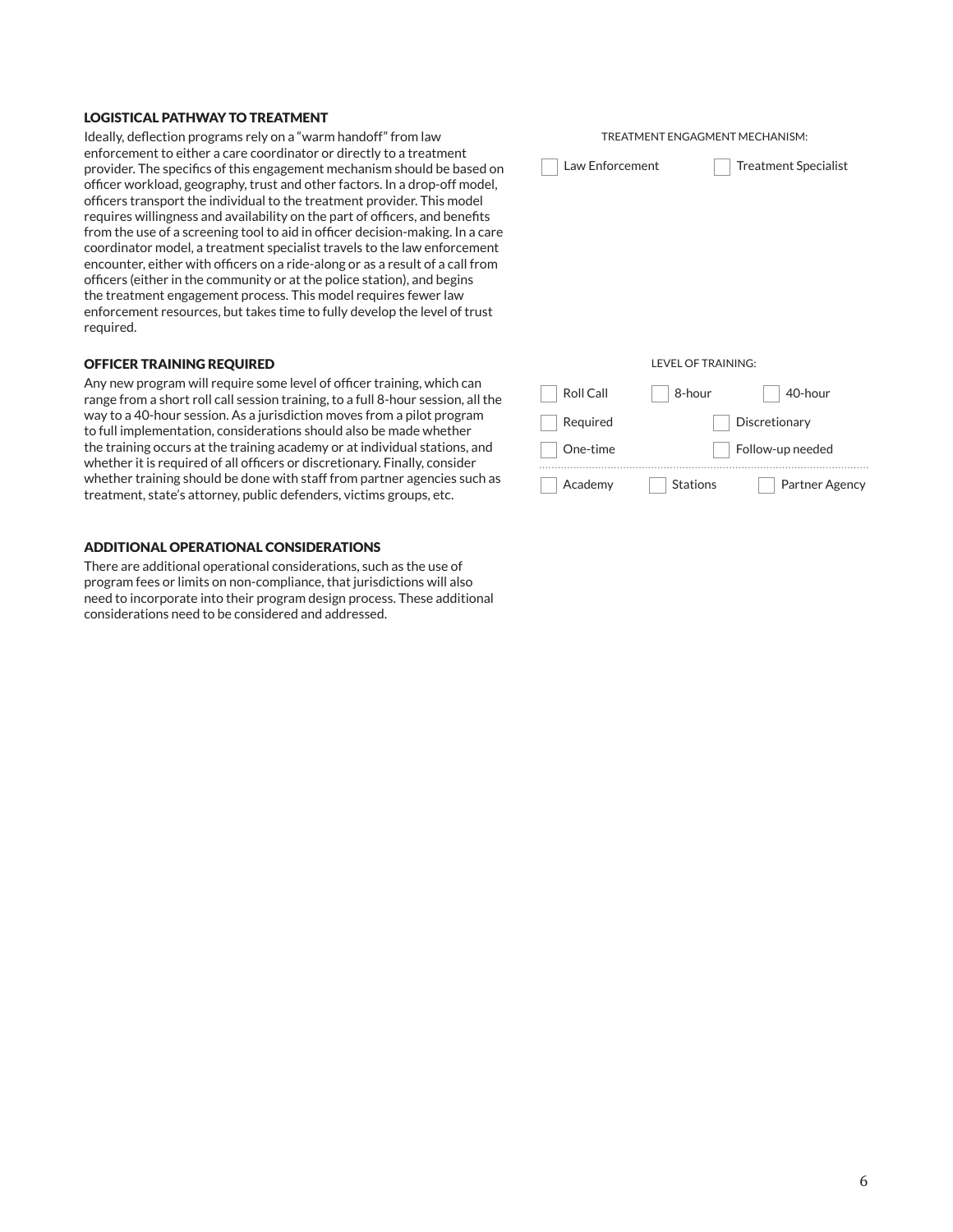### LOGISTICAL PATHWAY TO TREATMENT

Ideally, deflection programs rely on a "warm handoff" from law enforcement to either a care coordinator or directly to a treatment provider. The specifics of this engagement mechanism should be based on officer workload, geography, trust and other factors. In a drop-off model, officers transport the individual to the treatment provider. This model requires willingness and availability on the part of officers, and benefits from the use of a screening tool to aid in officer decision-making. In a care coordinator model, a treatment specialist travels to the law enforcement encounter, either with officers on a ride-along or as a result of a call from officers (either in the community or at the police station), and begins the treatment engagement process. This model requires fewer law enforcement resources, but takes time to fully develop the level of trust required.

TREATMENT ENGAGMENT MECHANISM:

- [ ] Law Enforcement
- [ ] Treatment Specialist

### OFFICER TRAINING REQUIRED

Any new program will require some level of officer training, which can range from a short roll call session training, to a full 8-hour session, all the way to a 40-hour session. As a jurisdiction moves from a pilot program to full implementation, considerations should also be made whether the training occurs at the training academy or at individual stations, and whether it is required of all officers or discretionary. Finally, consider whether training should be done with staff from partner agencies such as treatment, state's attorney, public defenders, victims groups, etc.

LEVEL OF TRAINING:

- [ ] Roll Call
- [ ] 8-hour
- [ ] 40-hour
- [ ] Required
- [ ] Discretionary
- [ ] One-time
- [ ] Follow-up needed
- [ ] Academy
- [ ] Stations
- [ ] Partner Agency

### ADDITIONAL OPERATIONAL CONSIDERATIONS

There are additional operational considerations, such as the use of program fees or limits on non-compliance, that jurisdictions will also need to incorporate into their program design process. These additional considerations need to be considered and addressed.